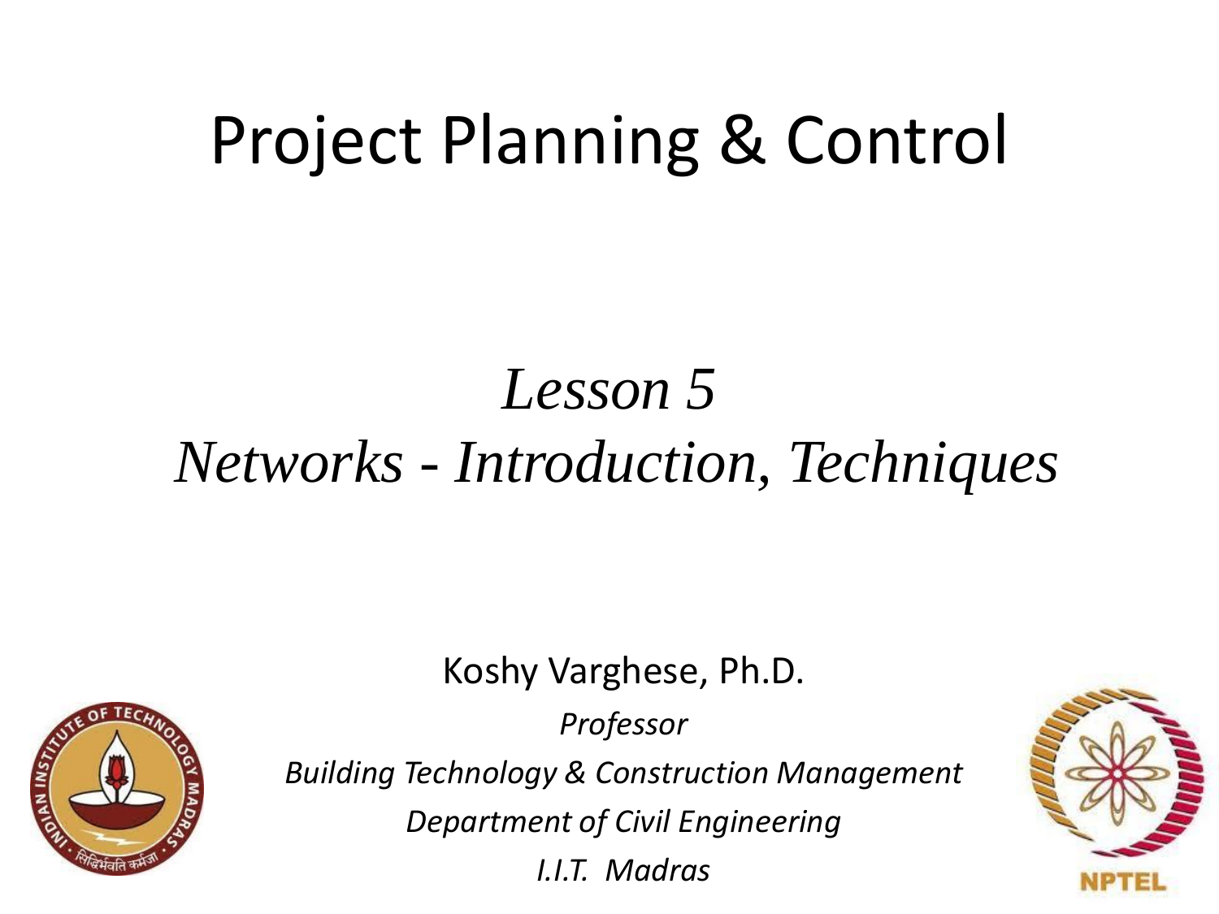# Project Planning & Control

## *Lesson 5*
## *Networks - Introduction, Techniques*

Koshy Varghese, Ph.D.

*Professor*

*Building Technology & Construction Management*

*Department of Civil Engineering*

*I.I.T. Madras*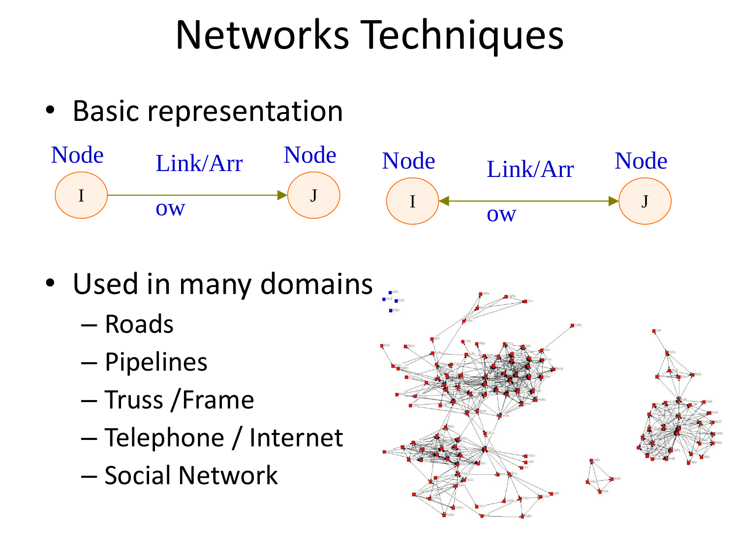# Networks Techniques

- Basic representation

Node I — Link/Arrow → Node J

Node I ← Link/Arrow → Node J

- Used in many domains
  - Roads
  - Pipelines
  - Truss /Frame
  - Telephone / Internet
  - Social Network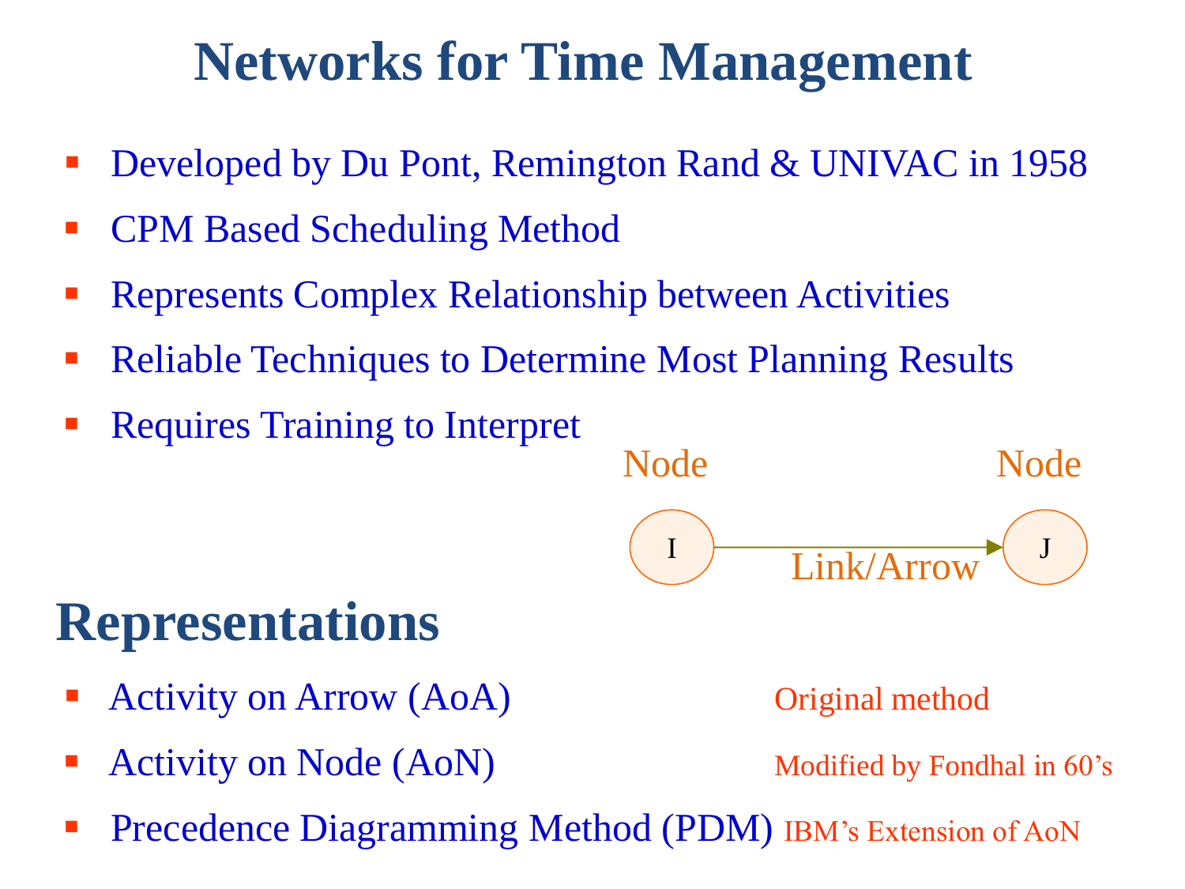# Networks for Time Management

- Developed by Du Pont, Remington Rand & UNIVAC in 1958
- CPM Based Scheduling Method
- Represents Complex Relationship between Activities
- Reliable Techniques to Determine Most Planning Results
- Requires Training to Interpret

Node I → Link/Arrow → Node J

# Representations

- Activity on Arrow (AoA) — Original method
- Activity on Node (AoN) — Modified by Fondhal in 60's
- Precedence Diagramming Method (PDM) — IBM's Extension of AoN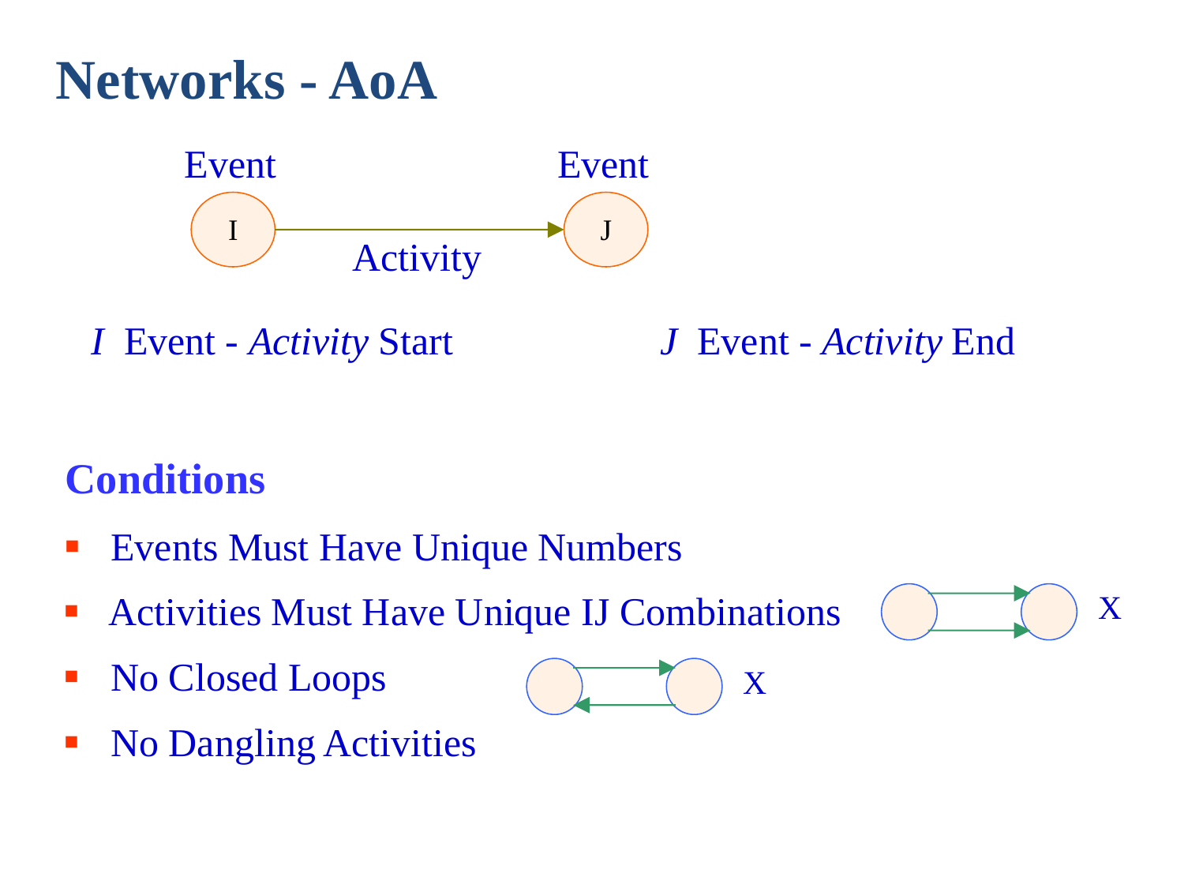# Networks - AoA

Event Event

I → J

Activity

*I* Event - *Activity* Start

*J* Event - *Activity* End

## Conditions

- Events Must Have Unique Numbers
- Activities Must Have Unique IJ Combinations X
- No Closed Loops X
- No Dangling Activities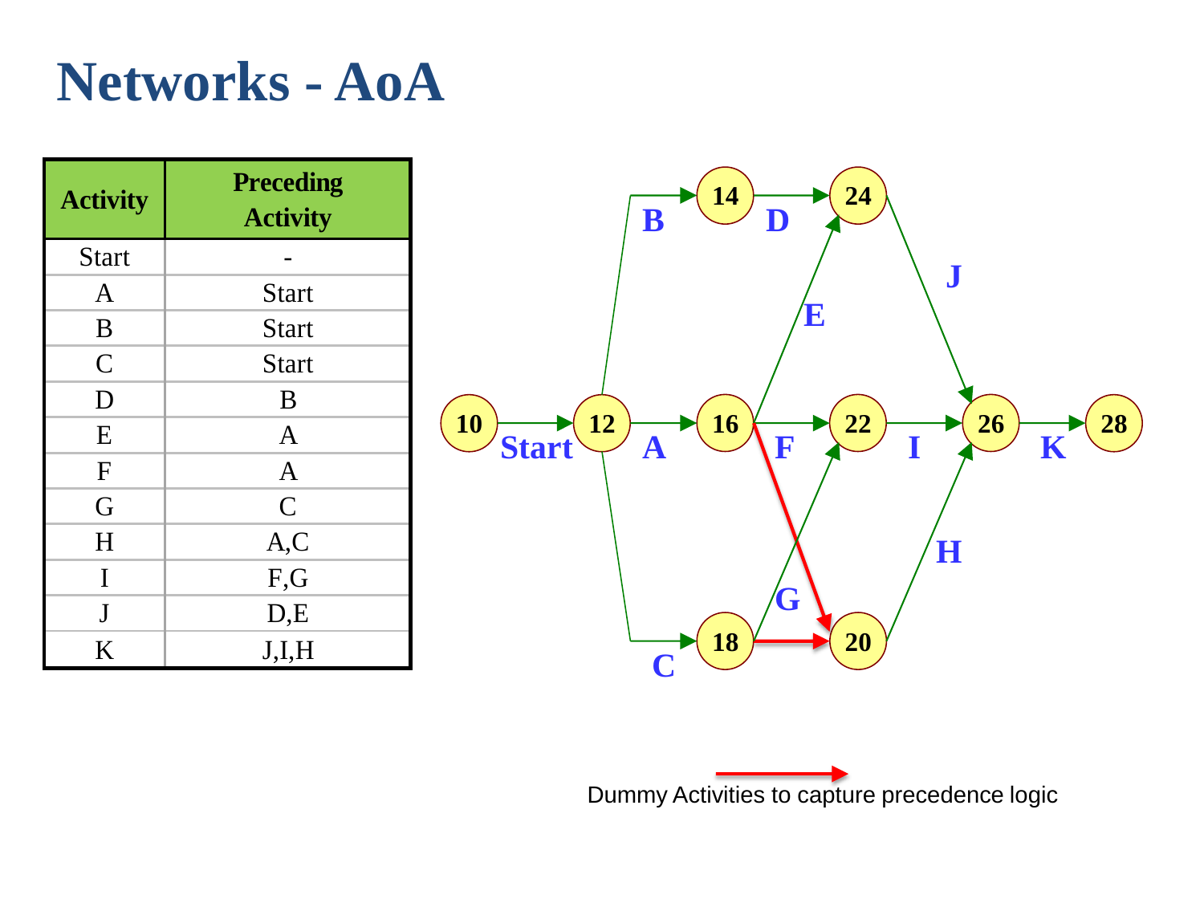# Networks - AoA

| Activity | Preceding Activity |
|---|---|
| Start | - |
| A | Start |
| B | Start |
| C | Start |
| D | B |
| E | A |
| F | A |
| G | C |
| H | A,C |
| I | F,G |
| J | D,E |
| K | J,I,H |

Dummy Activities to capture precedence logic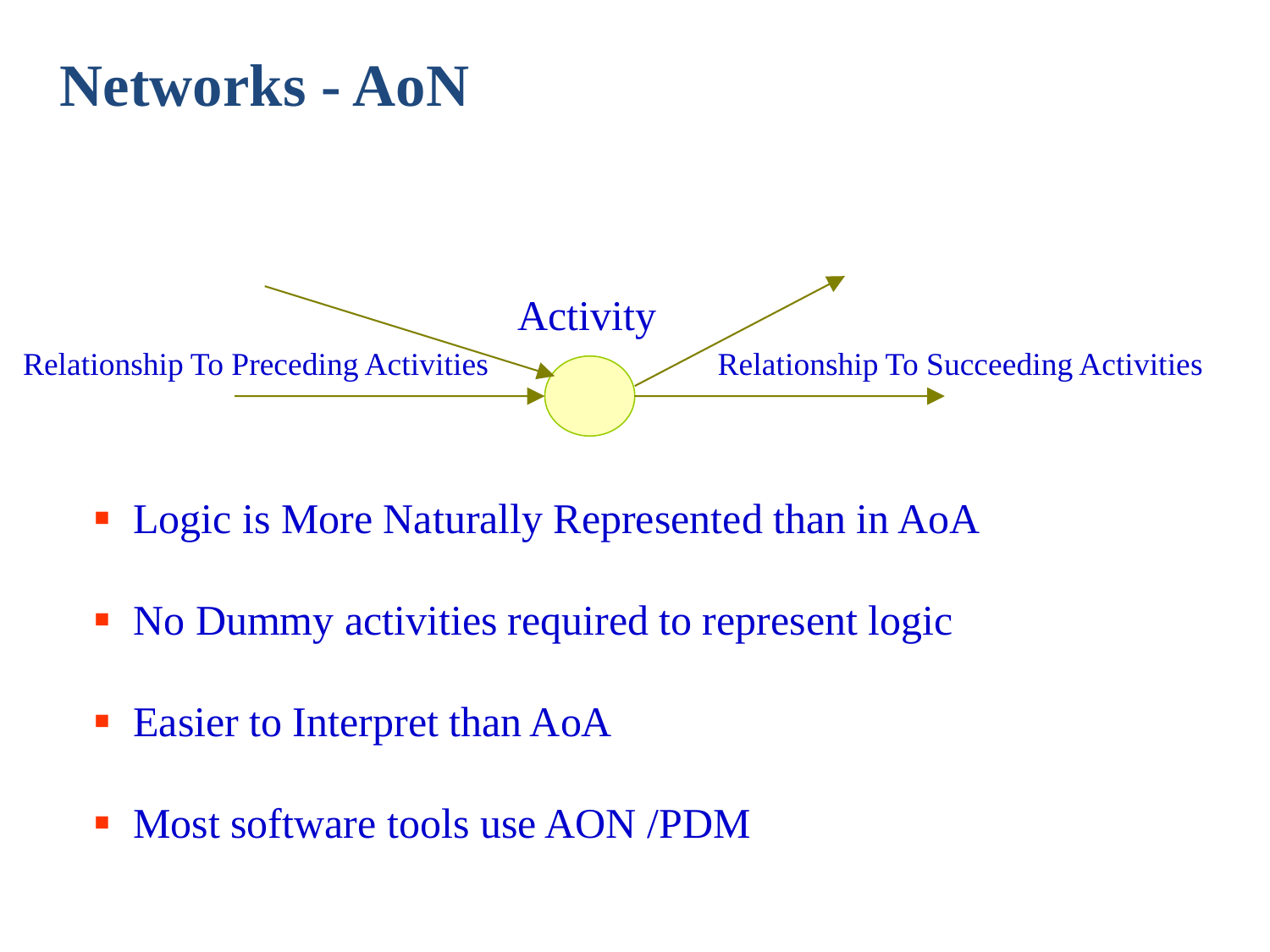# Networks - AoN

Activity

Relationship To Preceding Activities

Relationship To Succeeding Activities

- Logic is More Naturally Represented than in AoA
- No Dummy activities required to represent logic
- Easier to Interpret than AoA
- Most software tools use AON /PDM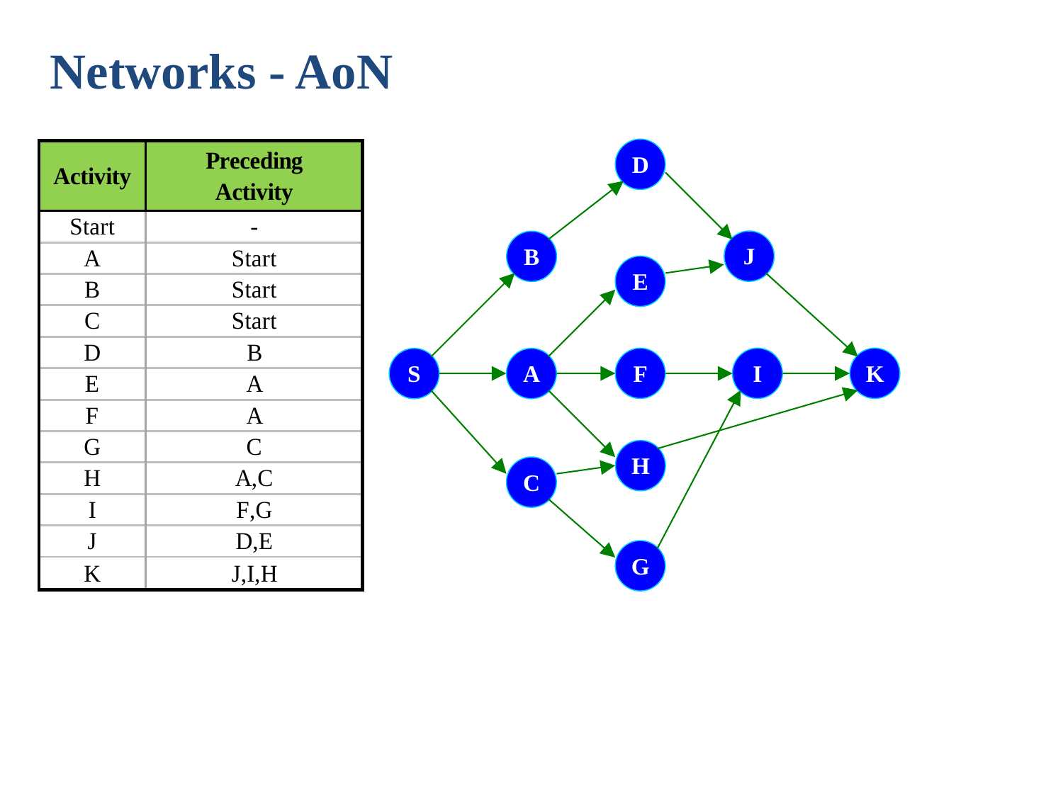# Networks - AoN

| Activity | Preceding Activity |
|---|---|
| Start | - |
| A | Start |
| B | Start |
| C | Start |
| D | B |
| E | A |
| F | A |
| G | C |
| H | A,C |
| I | F,G |
| J | D,E |
| K | J,I,H |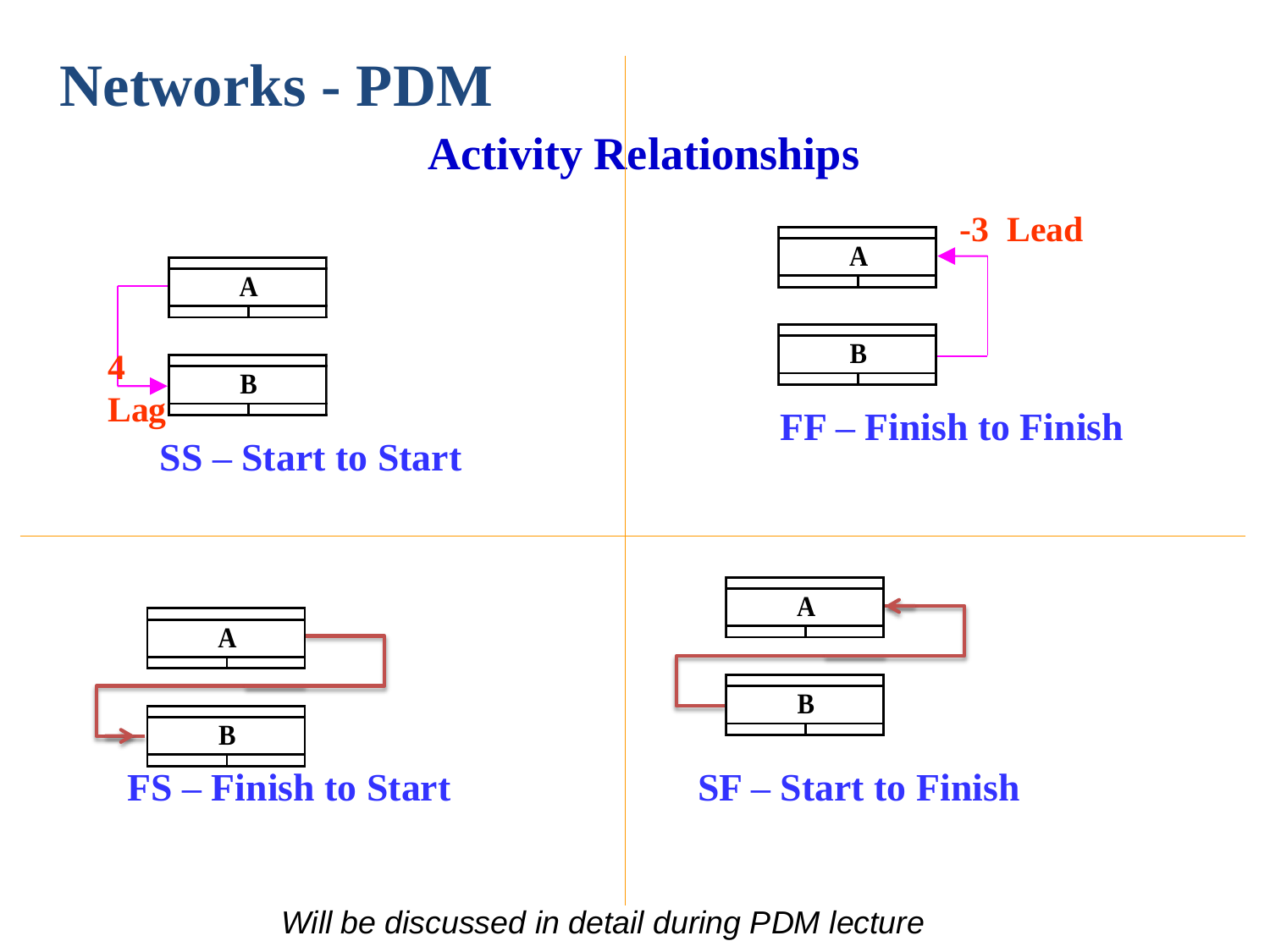# Networks - PDM

## Activity Relationships

A

4

Lag

B

**SS – Start to Start**

A

-3 Lead

B

**FF – Finish to Finish**

A

B

**FS – Finish to Start**

A

B

**SF – Start to Finish**

*Will be discussed in detail during PDM lecture*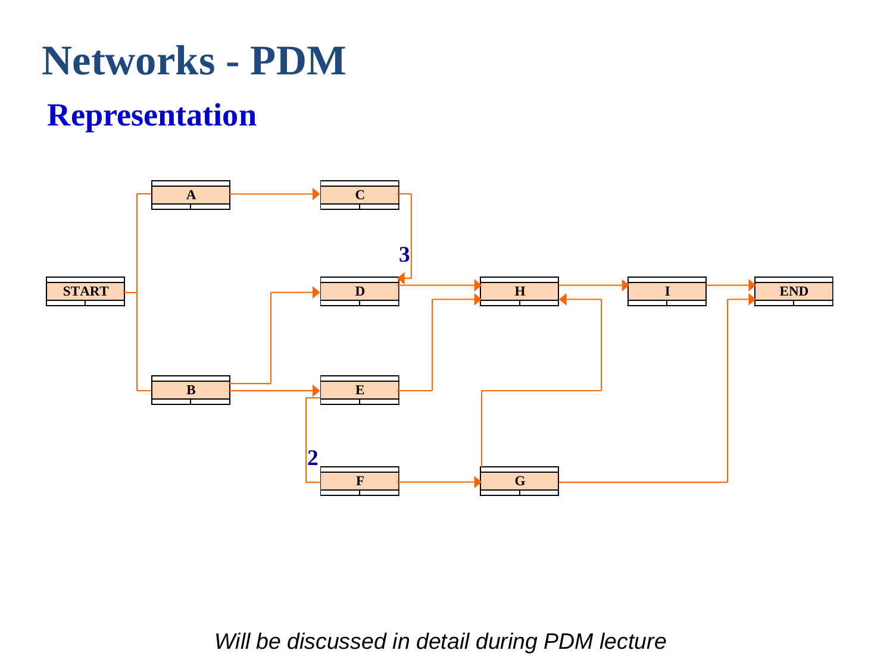# Networks - PDM

## Representation

*Will be discussed in detail during PDM lecture*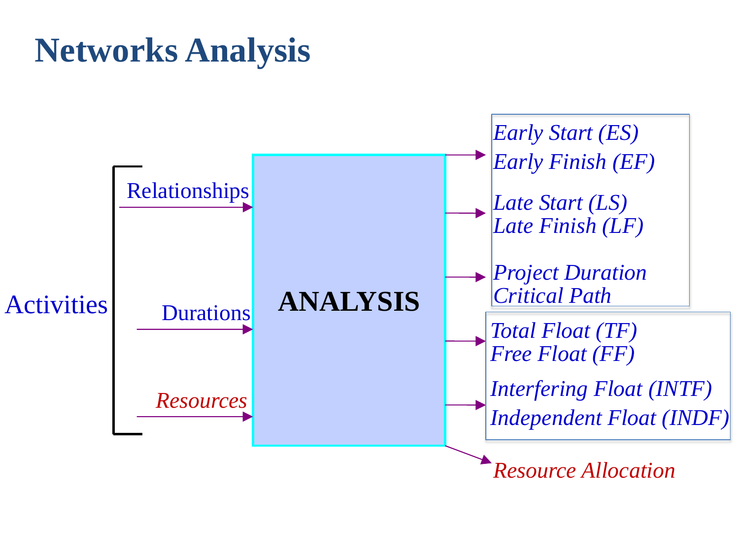# Networks Analysis

Activities

- Relationships
- Durations
- *Resources*

**ANALYSIS**

- *Early Start (ES)*
- *Early Finish (EF)*
- *Late Start (LS)*
- *Late Finish (LF)*
- *Project Duration*
- *Critical Path*
- *Total Float (TF)*
- *Free Float (FF)*
- *Interfering Float (INTF)*
- *Independent Float (INDF)*
- *Resource Allocation*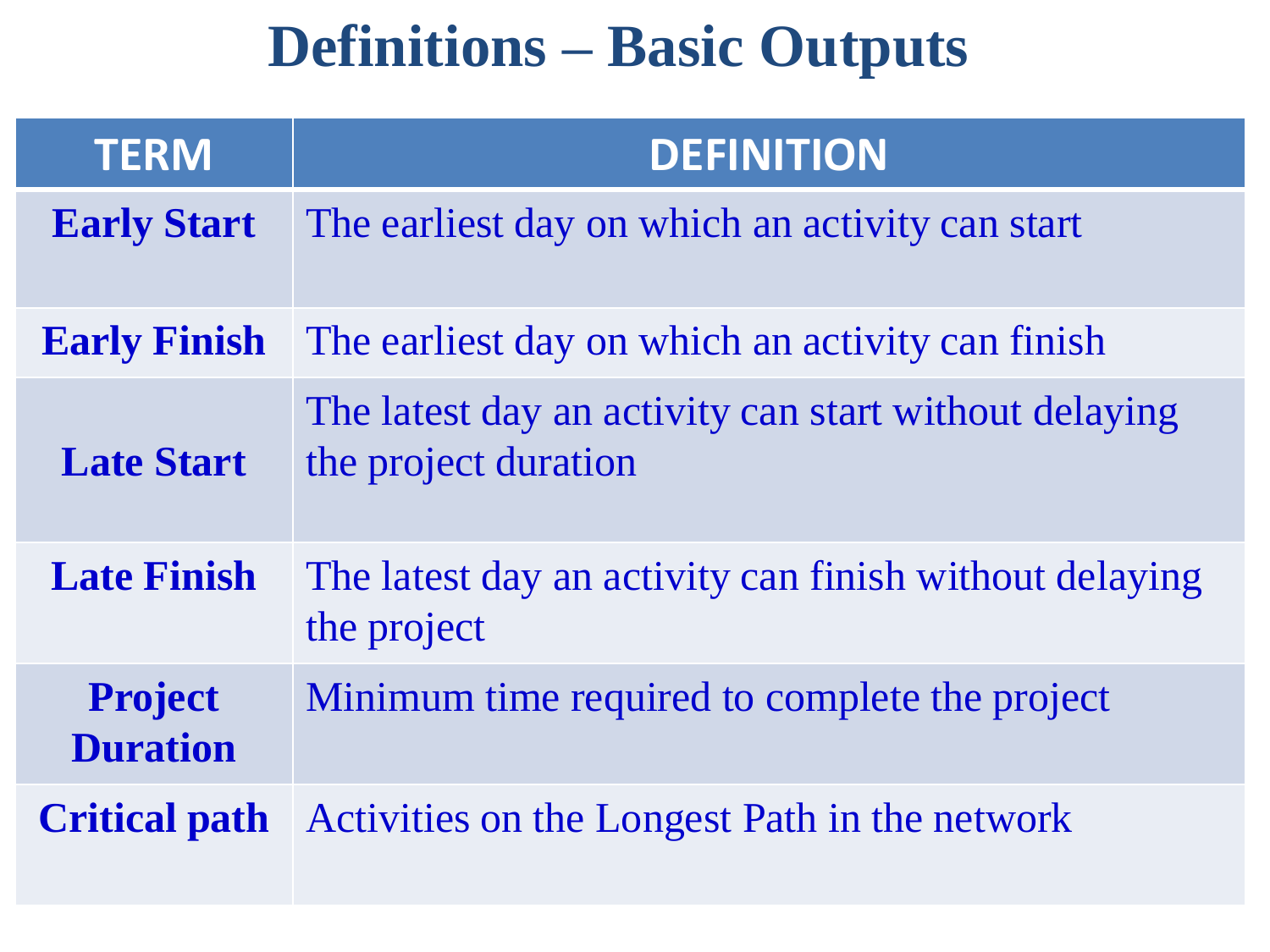# Definitions – Basic Outputs

| TERM | DEFINITION |
|---|---|
| **Early Start** | The earliest day on which an activity can start |
| **Early Finish** | The earliest day on which an activity can finish |
| **Late Start** | The latest day an activity can start without delaying the project duration |
| **Late Finish** | The latest day an activity can finish without delaying the project |
| **Project Duration** | Minimum time required to complete the project |
| **Critical path** | Activities on the Longest Path in the network |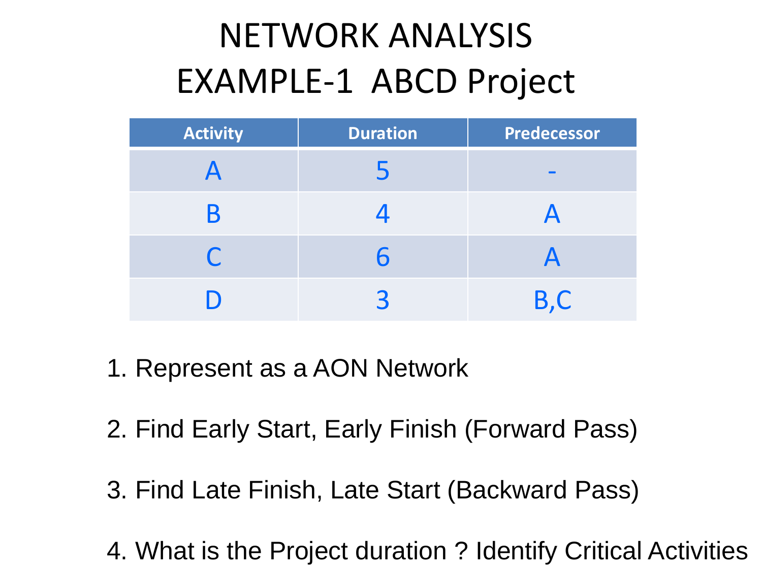# NETWORK ANALYSIS
# EXAMPLE-1 ABCD Project

| Activity | Duration | Predecessor |
|---|---|---|
| A | 5 | - |
| B | 4 | A |
| C | 6 | A |
| D | 3 | B,C |

1. Represent as a AON Network
2. Find Early Start, Early Finish (Forward Pass)
3. Find Late Finish, Late Start (Backward Pass)
4. What is the Project duration ? Identify Critical Activities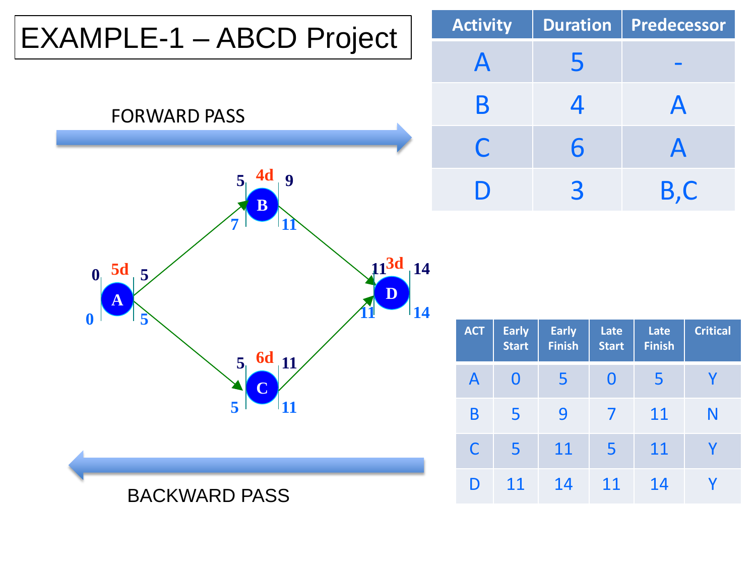# EXAMPLE-1 – ABCD Project

| Activity | Duration | Predecessor |
|---|---|---|
| A | 5 | - |
| B | 4 | A |
| C | 6 | A |
| D | 3 | B,C |

FORWARD PASS

0 5d 5
A
0 5

5 4d 9
B
7 11

5 6d 11
C
5 11

11 3d 14
D
11 14

BACKWARD PASS

| ACT | Early Start | Early Finish | Late Start | Late Finish | Critical |
|---|---|---|---|---|---|
| A | 0 | 5 | 0 | 5 | Y |
| B | 5 | 9 | 7 | 11 | N |
| C | 5 | 11 | 5 | 11 | Y |
| D | 11 | 14 | 11 | 14 | Y |